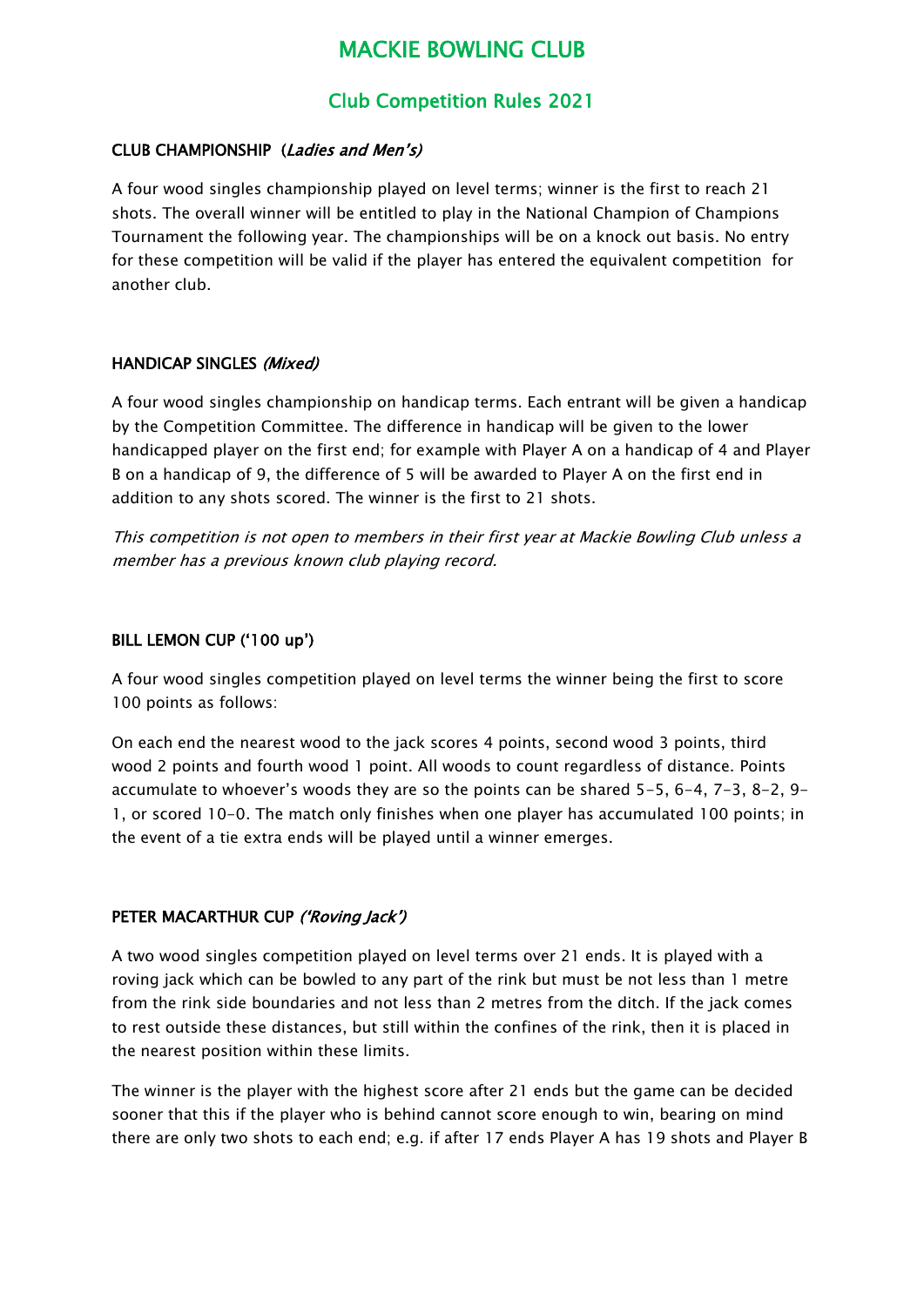# MACKIE BOWLING CLUB

## Club Competition Rules 2021

### CLUB CHAMPIONSHIP *(Ladies and Men's)*

A four wood singles championship played on level terms; winner is the first to reach 21 shots. The overall winner will be entitled to play in the National Champion of Champions Tournament the following year. The championships will be on a knock out basis. No entry for these competition will be valid if the player has entered the equivalent competition for another club.

### HANDICAP SINGLES *(Mixed)*

A four wood singles championship on handicap terms. Each entrant will be given a handicap by the Competition Committee. The difference in handicap will be given to the lower handicapped player on the first end; for example with Player A on a handicap of 4 and Player B on a handicap of 9, the difference of 5 will be awarded to Player A on the first end in addition to any shots scored. The winner is the first to 21 shots.

*This competition is not open to members in their first year at Mackie Bowling Club unless a member has a previous known club playing record.*

### BILL LEMON CUP ('100 up')

A four wood singles competition played on level terms the winner being the first to score 100 points as follows:

On each end the nearest wood to the jack scores 4 points, second wood 3 points, third wood 2 points and fourth wood 1 point. All woods to count regardless of distance. Points accumulate to whoever's woods they are so the points can be shared 5-5, 6-4, 7-3, 8-2, 9-1, or scored 10-0. The match only finishes when one player has accumulated 100 points; in the event of a tie extra ends will be played until a winner emerges.

### PETER MACARTHUR CUP *('Roving Jack')*

A two wood singles competition played on level terms over 21 ends. It is played with a roving jack which can be bowled to any part of the rink but must be not less than 1 metre from the rink side boundaries and not less than 2 metres from the ditch. If the jack comes to rest outside these distances, but still within the confines of the rink, then it is placed in the nearest position within these limits.

The winner is the player with the highest score after 21 ends but the game can be decided sooner that this if the player who is behind cannot score enough to win, bearing on mind there are only two shots to each end; e.g. if after 17 ends Player A has 19 shots and Player B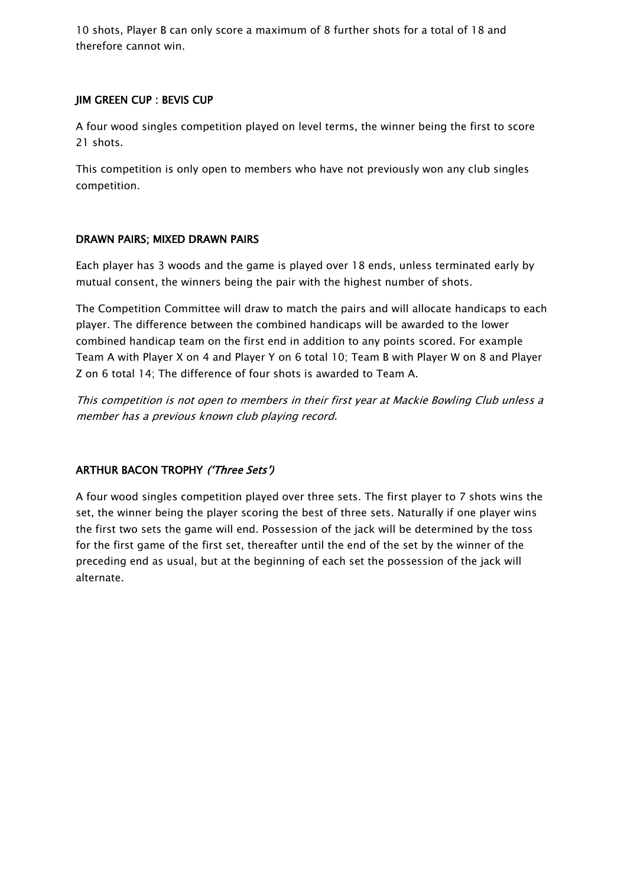10 shots, Player B can only score a maximum of 8 further shots for a total of 18 and therefore cannot win.

### JIM GREEN CUP : BEVIS CUP

A four wood singles competition played on level terms, the winner being the first to score 21 shots.

This competition is only open to members who have not previously won any club singles competition.

### DRAWN PAIRS; MIXED DRAWN PAIRS

Each player has 3 woods and the game is played over 18 ends, unless terminated early by mutual consent, the winners being the pair with the highest number of shots.

The Competition Committee will draw to match the pairs and will allocate handicaps to each player. The difference between the combined handicaps will be awarded to the lower combined handicap team on the first end in addition to any points scored. For example Team A with Player X on 4 and Player Y on 6 total 10; Team B with Player W on 8 and Player Z on 6 total 14; The difference of four shots is awarded to Team A.

*This competition is not open to members in their first year at Mackie Bowling Club unless a member has a previous known club playing record.*

### ARTHUR BACON TROPHY *('Three Sets')*

A four wood singles competition played over three sets. The first player to 7 shots wins the set, the winner being the player scoring the best of three sets. Naturally if one player wins the first two sets the game will end. Possession of the jack will be determined by the toss for the first game of the first set, thereafter until the end of the set by the winner of the preceding end as usual, but at the beginning of each set the possession of the jack will alternate.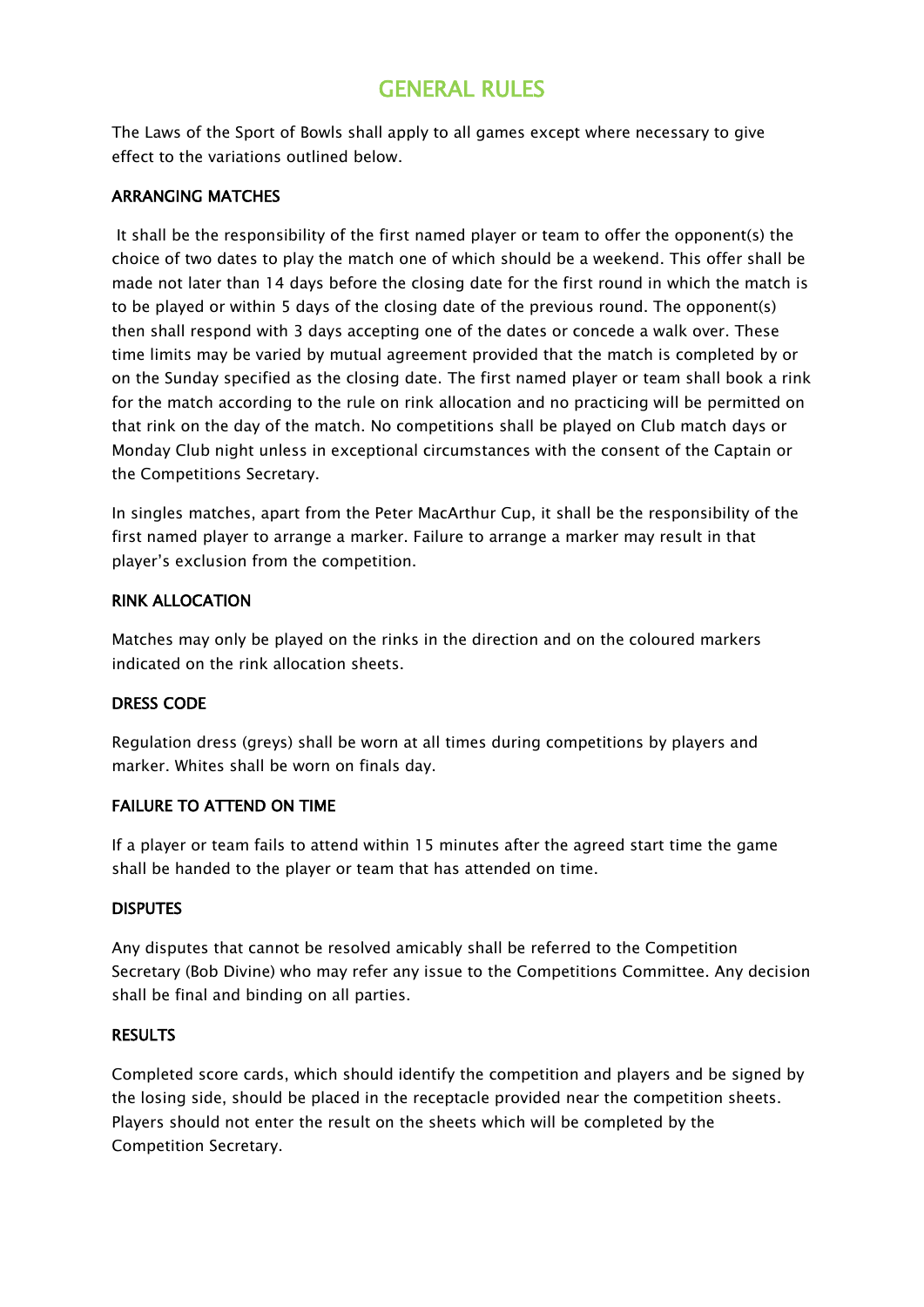# GENERAL RULES

The Laws of the Sport of Bowls shall apply to all games except where necessary to give effect to the variations outlined below.

## ARRANGING MATCHES

It shall be the responsibility of the first named player or team to offer the opponent(s) the choice of two dates to play the match one of which should be a weekend. This offer shall be made not later than 14 days before the closing date for the first round in which the match is to be played or within 5 days of the closing date of the previous round. The opponent(s) then shall respond with 3 days accepting one of the dates or concede a walk over. These time limits may be varied by mutual agreement provided that the match is completed by or on the Sunday specified as the closing date. The first named player or team shall book a rink for the match according to the rule on rink allocation and no practicing will be permitted on that rink on the day of the match. No competitions shall be played on Club match days or Monday Club night unless in exceptional circumstances with the consent of the Captain or the Competitions Secretary.

In singles matches, apart from the Peter MacArthur Cup, it shall be the responsibility of the first named player to arrange a marker. Failure to arrange a marker may result in that player's exclusion from the competition.

## RINK ALLOCATION

Matches may only be played on the rinks in the direction and on the coloured markers indicated on the rink allocation sheets.

## DRESS CODE

Regulation dress (greys) shall be worn at all times during competitions by players and marker. Whites shall be worn on finals day.

## FAILURE TO ATTEND ON TIME

If a player or team fails to attend within 15 minutes after the agreed start time the game shall be handed to the player or team that has attended on time.

## DISPUTES

Any disputes that cannot be resolved amicably shall be referred to the Competition Secretary (Bob Divine) who may refer any issue to the Competitions Committee. Any decision shall be final and binding on all parties.

## RESULTS

Completed score cards, which should identify the competition and players and be signed by the losing side, should be placed in the receptacle provided near the competition sheets. Players should not enter the result on the sheets which will be completed by the Competition Secretary.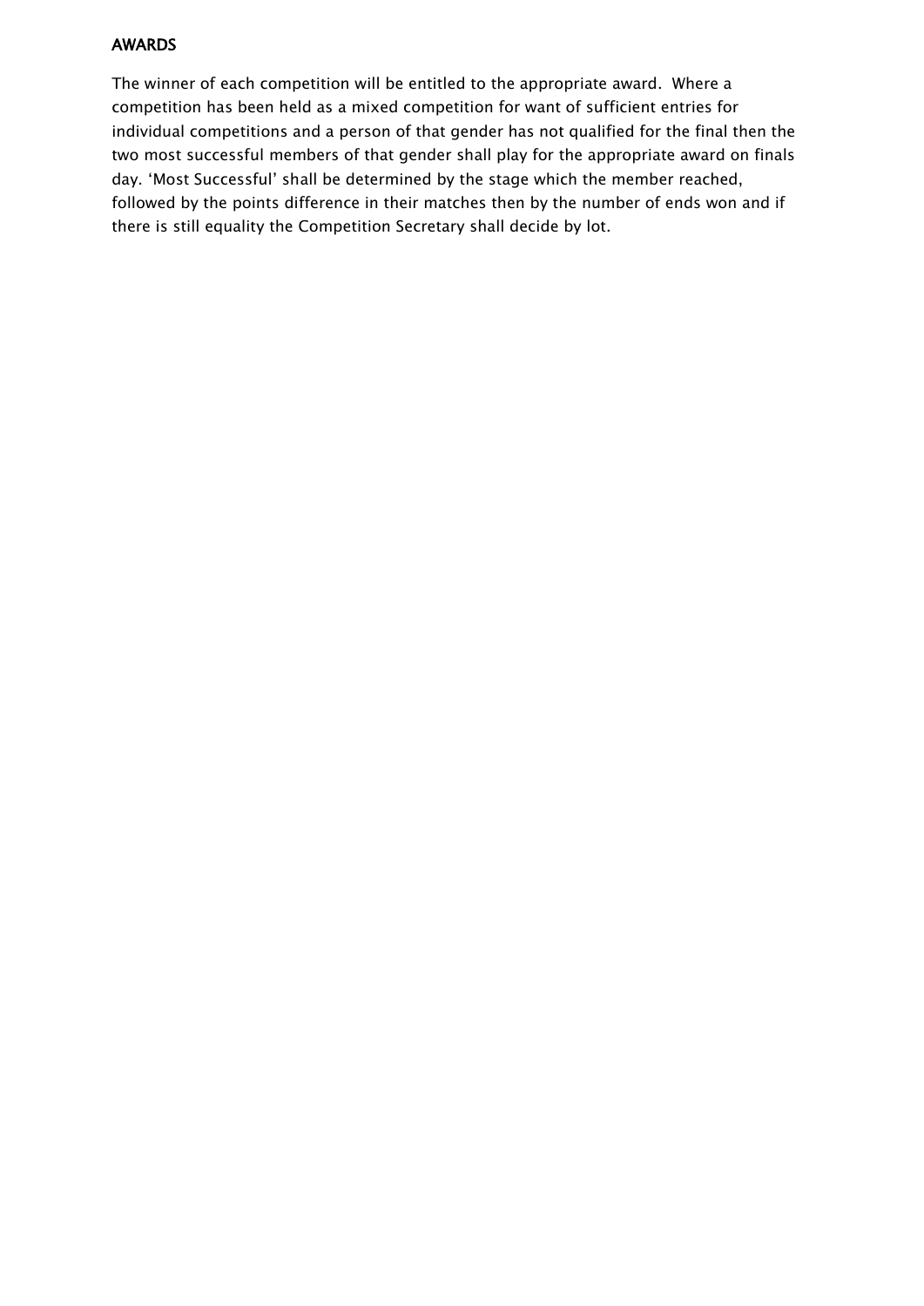## AWARDS

The winner of each competition will be entitled to the appropriate award. Where a competition has been held as a mixed competition for want of sufficient entries for individual competitions and a person of that gender has not qualified for the final then the two most successful members of that gender shall play for the appropriate award on finals day. 'Most Successful' shall be determined by the stage which the member reached, followed by the points difference in their matches then by the number of ends won and if there is still equality the Competition Secretary shall decide by lot.